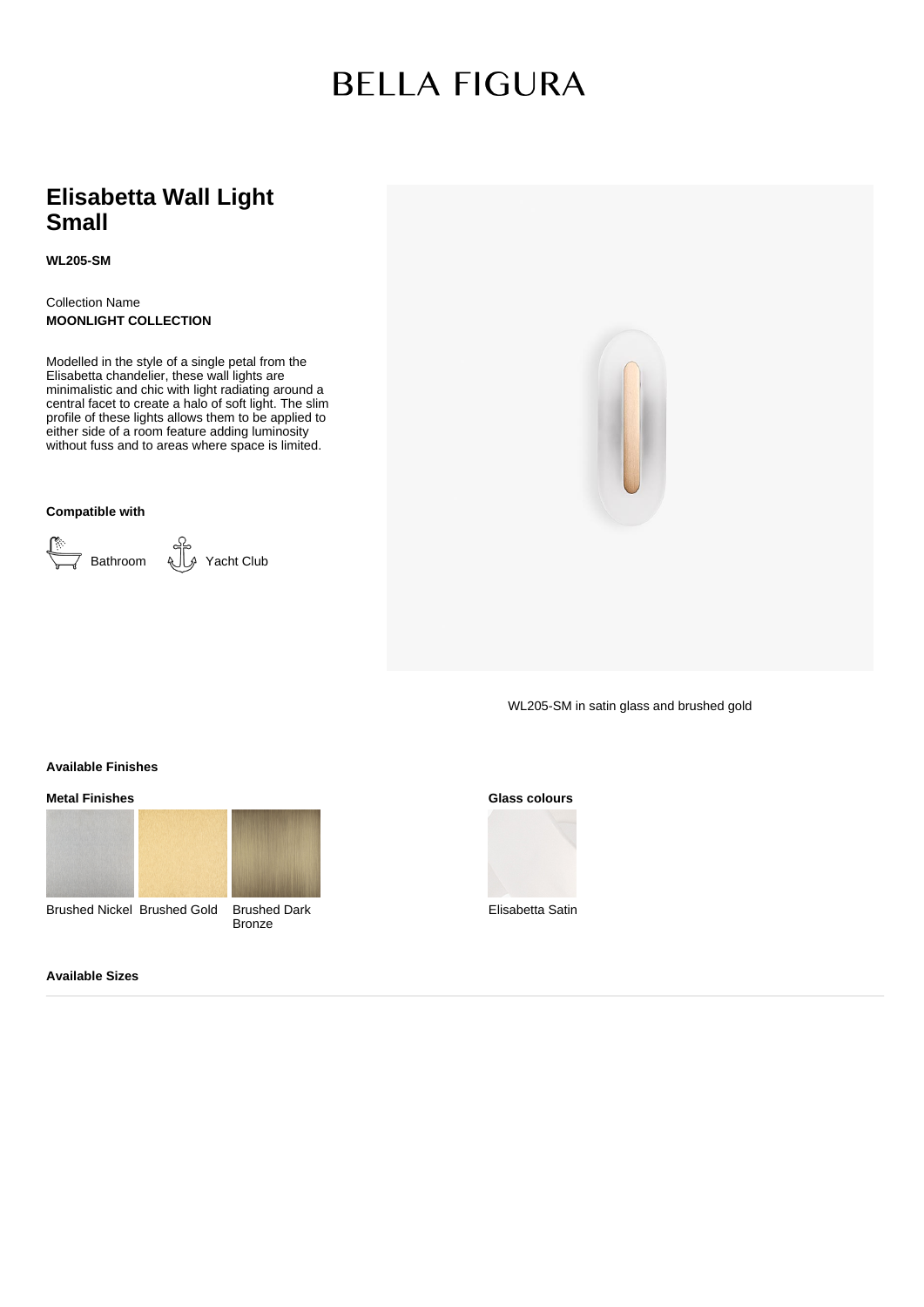# BELLA FIGURA

## Elisabetta Wall Light Small

**WL205-SM**

Collection Name
**MOONLIGHT COLLECTION**

Modelled in the style of a single petal from the Elisabetta chandelier, these wall lights are minimalistic and chic with light radiating around a central facet to create a halo of soft light. The slim profile of these lights allows them to be applied to either side of a room feature adding luminosity without fuss and to areas where space is limited.

**Compatible with**

Bathroom   Yacht Club

WL205-SM in satin glass and brushed gold

### Available Finishes

**Metal Finishes**

Brushed Nickel   Brushed Gold   Brushed Dark Bronze

**Glass colours**

Elisabetta Satin

### Available Sizes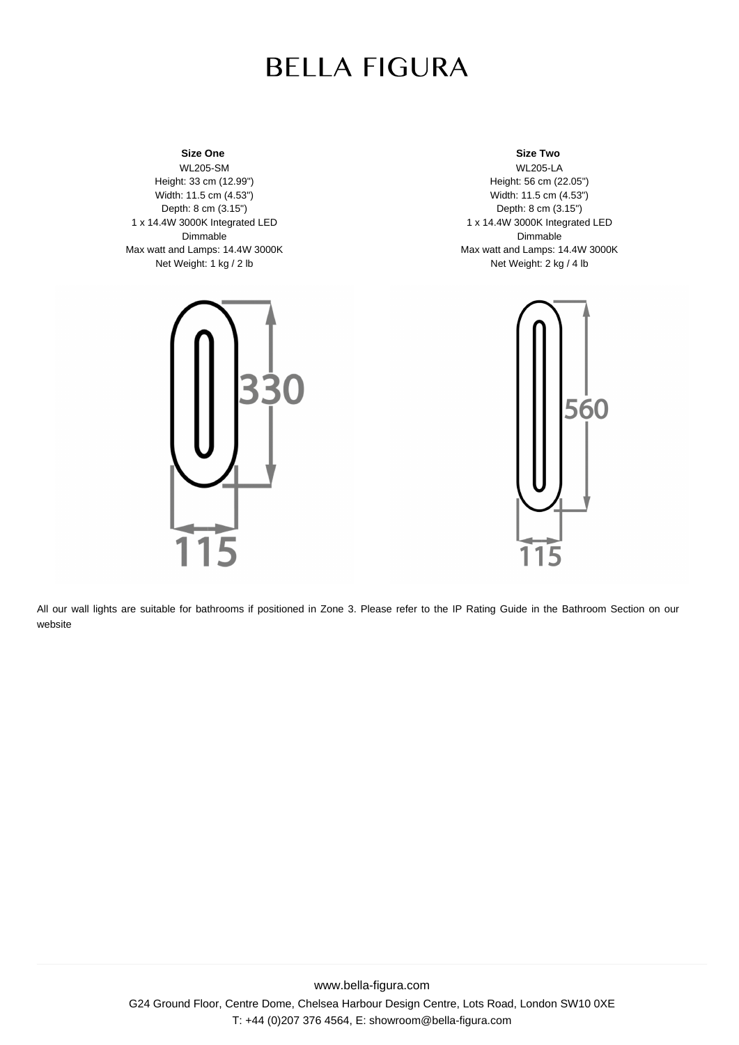# BELLA FIGURA

**Size One**
WL205-SM
Height: 33 cm (12.99")
Width: 11.5 cm (4.53")
Depth: 8 cm (3.15")
1 x 14.4W 3000K Integrated LED
Dimmable
Max watt and Lamps: 14.4W 3000K
Net Weight: 1 kg / 2 lb

**Size Two**
WL205-LA
Height: 56 cm (22.05")
Width: 11.5 cm (4.53")
Depth: 8 cm (3.15")
1 x 14.4W 3000K Integrated LED
Dimmable
Max watt and Lamps: 14.4W 3000K
Net Weight: 2 kg / 4 lb

330

115

560

115

All our wall lights are suitable for bathrooms if positioned in Zone 3. Please refer to the IP Rating Guide in the Bathroom Section on our website

www.bella-figura.com
G24 Ground Floor, Centre Dome, Chelsea Harbour Design Centre, Lots Road, London SW10 0XE
T: +44 (0)207 376 4564, E: showroom@bella-figura.com